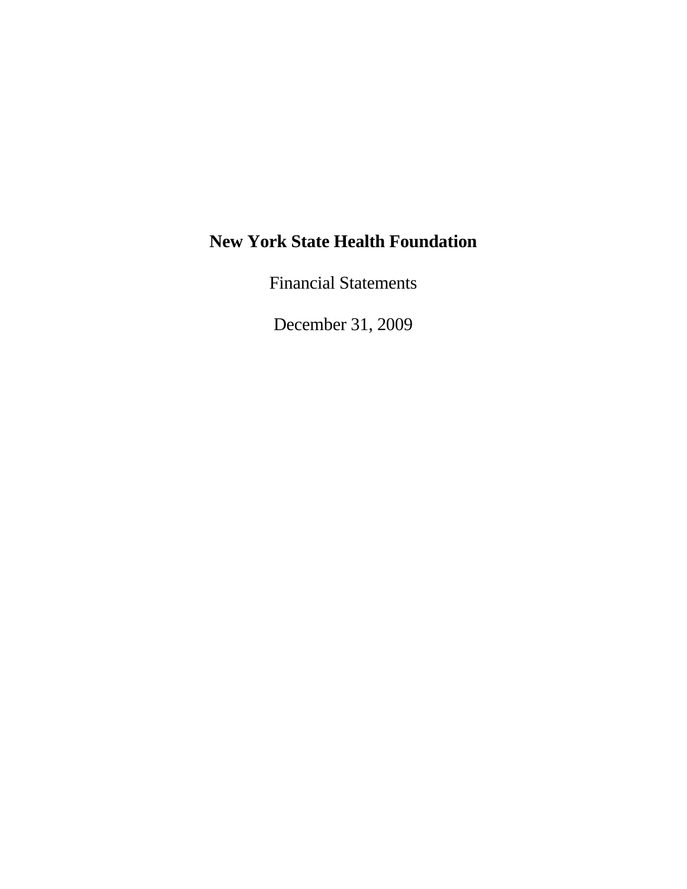# New York State Health Foundation

Financial Statements

December 31, 2009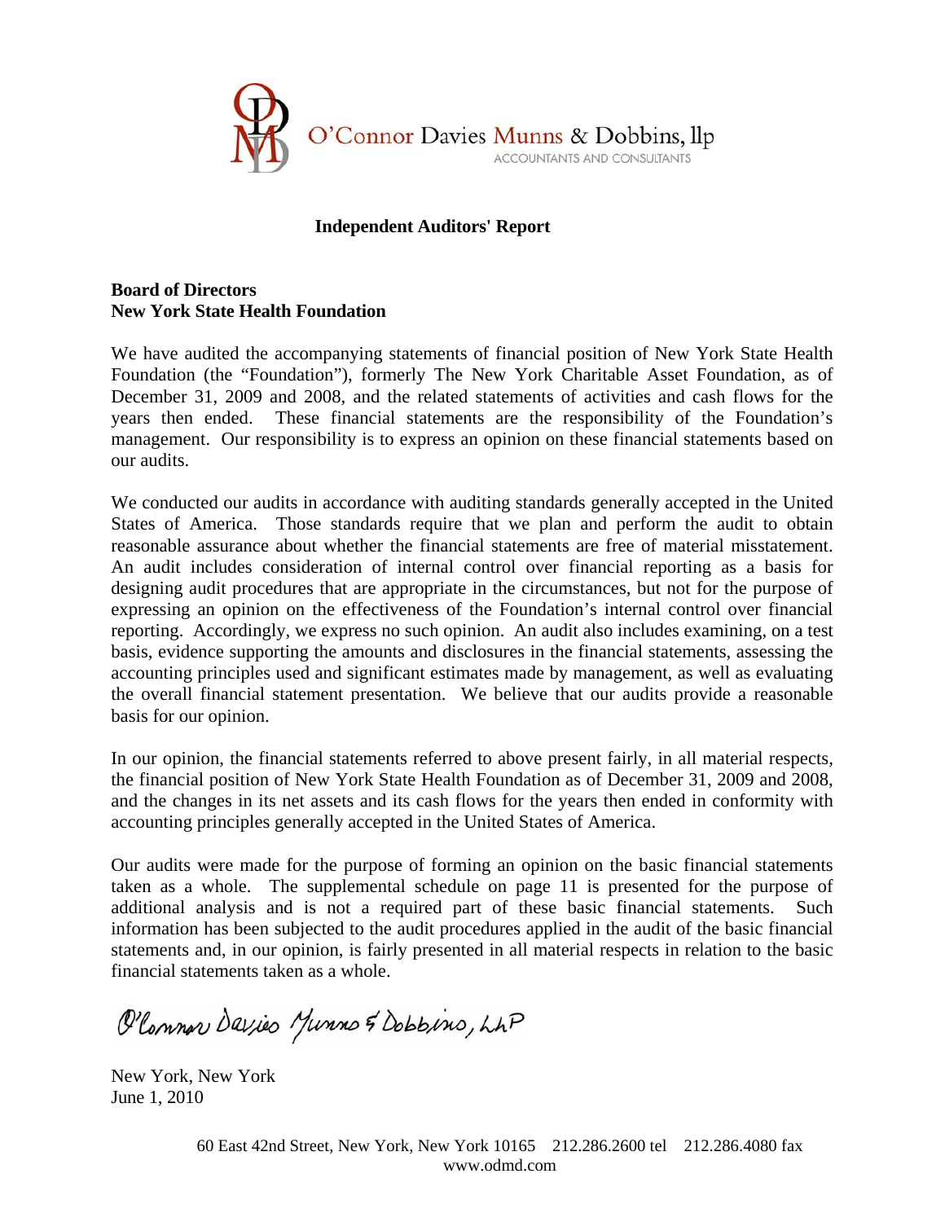O'Connor Davies Munns & Dobbins, llp
ACCOUNTANTS AND CONSULTANTS

## Independent Auditors' Report

**Board of Directors**
**New York State Health Foundation**

We have audited the accompanying statements of financial position of New York State Health Foundation (the "Foundation"), formerly The New York Charitable Asset Foundation, as of December 31, 2009 and 2008, and the related statements of activities and cash flows for the years then ended. These financial statements are the responsibility of the Foundation's management. Our responsibility is to express an opinion on these financial statements based on our audits.

We conducted our audits in accordance with auditing standards generally accepted in the United States of America. Those standards require that we plan and perform the audit to obtain reasonable assurance about whether the financial statements are free of material misstatement. An audit includes consideration of internal control over financial reporting as a basis for designing audit procedures that are appropriate in the circumstances, but not for the purpose of expressing an opinion on the effectiveness of the Foundation's internal control over financial reporting. Accordingly, we express no such opinion. An audit also includes examining, on a test basis, evidence supporting the amounts and disclosures in the financial statements, assessing the accounting principles used and significant estimates made by management, as well as evaluating the overall financial statement presentation. We believe that our audits provide a reasonable basis for our opinion.

In our opinion, the financial statements referred to above present fairly, in all material respects, the financial position of New York State Health Foundation as of December 31, 2009 and 2008, and the changes in its net assets and its cash flows for the years then ended in conformity with accounting principles generally accepted in the United States of America.

Our audits were made for the purpose of forming an opinion on the basic financial statements taken as a whole. The supplemental schedule on page 11 is presented for the purpose of additional analysis and is not a required part of these basic financial statements. Such information has been subjected to the audit procedures applied in the audit of the basic financial statements and, in our opinion, is fairly presented in all material respects in relation to the basic financial statements taken as a whole.

O'Connor Davies Munns & Dobbins, LLP

New York, New York
June 1, 2010

60 East 42nd Street, New York, New York 10165 212.286.2600 tel 212.286.4080 fax
www.odmd.com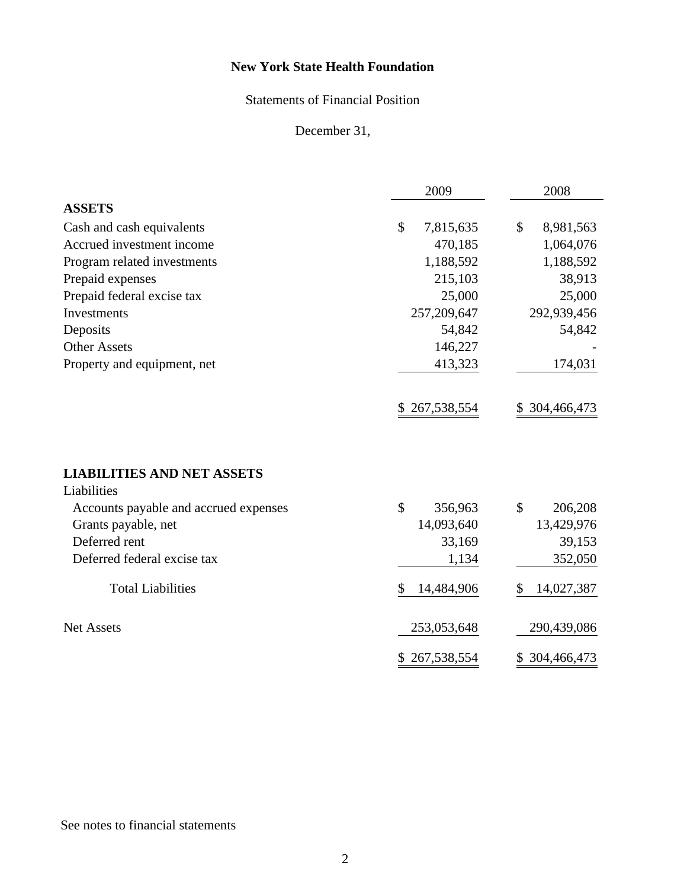# New York State Health Foundation

Statements of Financial Position

December 31,

| | 2009 | 2008 |
|---|---|---|
| **ASSETS** | | |
| Cash and cash equivalents | $ 7,815,635 | $ 8,981,563 |
| Accrued investment income | 470,185 | 1,064,076 |
| Program related investments | 1,188,592 | 1,188,592 |
| Prepaid expenses | 215,103 | 38,913 |
| Prepaid federal excise tax | 25,000 | 25,000 |
| Investments | 257,209,647 | 292,939,456 |
| Deposits | 54,842 | 54,842 |
| Other Assets | 146,227 | - |
| Property and equipment, net | 413,323 | 174,031 |
| | $ 267,538,554 | $ 304,466,473 |
| **LIABILITIES AND NET ASSETS** | | |
| Liabilities | | |
| Accounts payable and accrued expenses | $ 356,963 | $ 206,208 |
| Grants payable, net | 14,093,640 | 13,429,976 |
| Deferred rent | 33,169 | 39,153 |
| Deferred federal excise tax | 1,134 | 352,050 |
| Total Liabilities | $ 14,484,906 | $ 14,027,387 |
| Net Assets | 253,053,648 | 290,439,086 |
| | $ 267,538,554 | $ 304,466,473 |

See notes to financial statements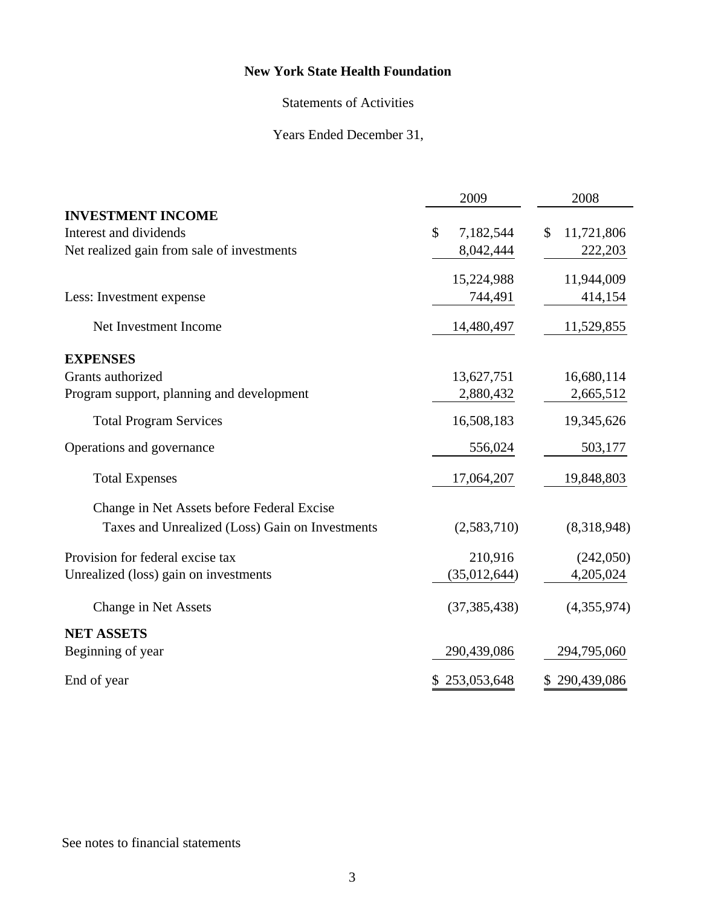# New York State Health Foundation

Statements of Activities

Years Ended December 31,

| | 2009 | 2008 |
|---|---|---|
| **INVESTMENT INCOME** | | |
| Interest and dividends | $ 7,182,544 | $ 11,721,806 |
| Net realized gain from sale of investments | 8,042,444 | 222,203 |
| | 15,224,988 | 11,944,009 |
| Less: Investment expense | 744,491 | 414,154 |
| Net Investment Income | 14,480,497 | 11,529,855 |
| **EXPENSES** | | |
| Grants authorized | 13,627,751 | 16,680,114 |
| Program support, planning and development | 2,880,432 | 2,665,512 |
| Total Program Services | 16,508,183 | 19,345,626 |
| Operations and governance | 556,024 | 503,177 |
| Total Expenses | 17,064,207 | 19,848,803 |
| Change in Net Assets before Federal Excise Taxes and Unrealized (Loss) Gain on Investments | (2,583,710) | (8,318,948) |
| Provision for federal excise tax | 210,916 | (242,050) |
| Unrealized (loss) gain on investments | (35,012,644) | 4,205,024 |
| Change in Net Assets | (37,385,438) | (4,355,974) |
| **NET ASSETS** | | |
| Beginning of year | 290,439,086 | 294,795,060 |
| End of year | $ 253,053,648 | $ 290,439,086 |

See notes to financial statements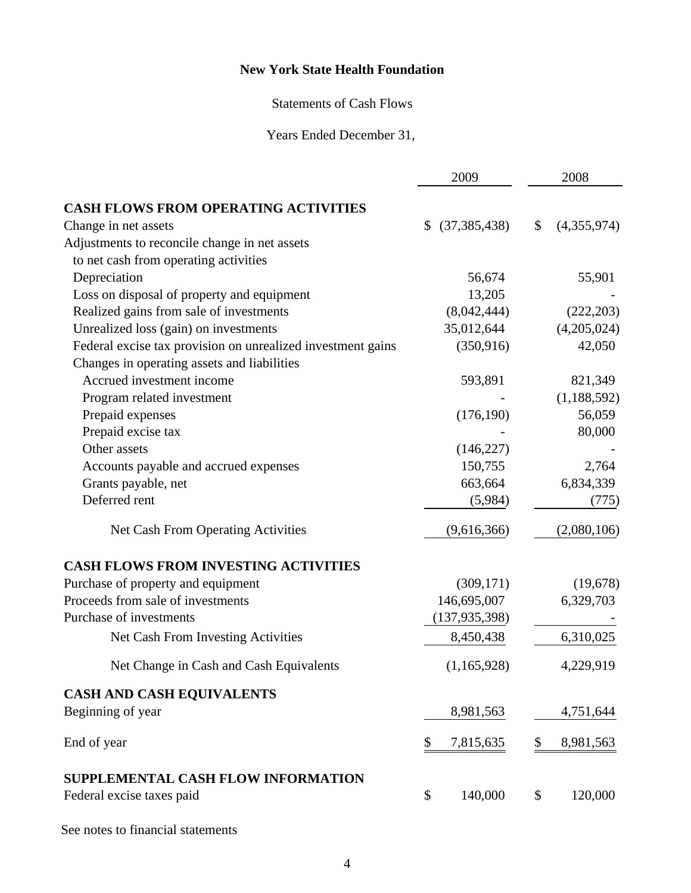# New York State Health Foundation

Statements of Cash Flows

Years Ended December 31,

| | 2009 | 2008 |
|---|---|---|
| **CASH FLOWS FROM OPERATING ACTIVITIES** | | |
| Change in net assets | $ (37,385,438) | $ (4,355,974) |
| Adjustments to reconcile change in net assets to net cash from operating activities | | |
| Depreciation | 56,674 | 55,901 |
| Loss on disposal of property and equipment | 13,205 | - |
| Realized gains from sale of investments | (8,042,444) | (222,203) |
| Unrealized loss (gain) on investments | 35,012,644 | (4,205,024) |
| Federal excise tax provision on unrealized investment gains | (350,916) | 42,050 |
| Changes in operating assets and liabilities | | |
| Accrued investment income | 593,891 | 821,349 |
| Program related investment | - | (1,188,592) |
| Prepaid expenses | (176,190) | 56,059 |
| Prepaid excise tax | - | 80,000 |
| Other assets | (146,227) | - |
| Accounts payable and accrued expenses | 150,755 | 2,764 |
| Grants payable, net | 663,664 | 6,834,339 |
| Deferred rent | (5,984) | (775) |
| Net Cash From Operating Activities | (9,616,366) | (2,080,106) |
| **CASH FLOWS FROM INVESTING ACTIVITIES** | | |
| Purchase of property and equipment | (309,171) | (19,678) |
| Proceeds from sale of investments | 146,695,007 | 6,329,703 |
| Purchase of investments | (137,935,398) | - |
| Net Cash From Investing Activities | 8,450,438 | 6,310,025 |
| Net Change in Cash and Cash Equivalents | (1,165,928) | 4,229,919 |
| **CASH AND CASH EQUIVALENTS** | | |
| Beginning of year | 8,981,563 | 4,751,644 |
| End of year | $ 7,815,635 | $ 8,981,563 |
| **SUPPLEMENTAL CASH FLOW INFORMATION** | | |
| Federal excise taxes paid | $ 140,000 | $ 120,000 |

See notes to financial statements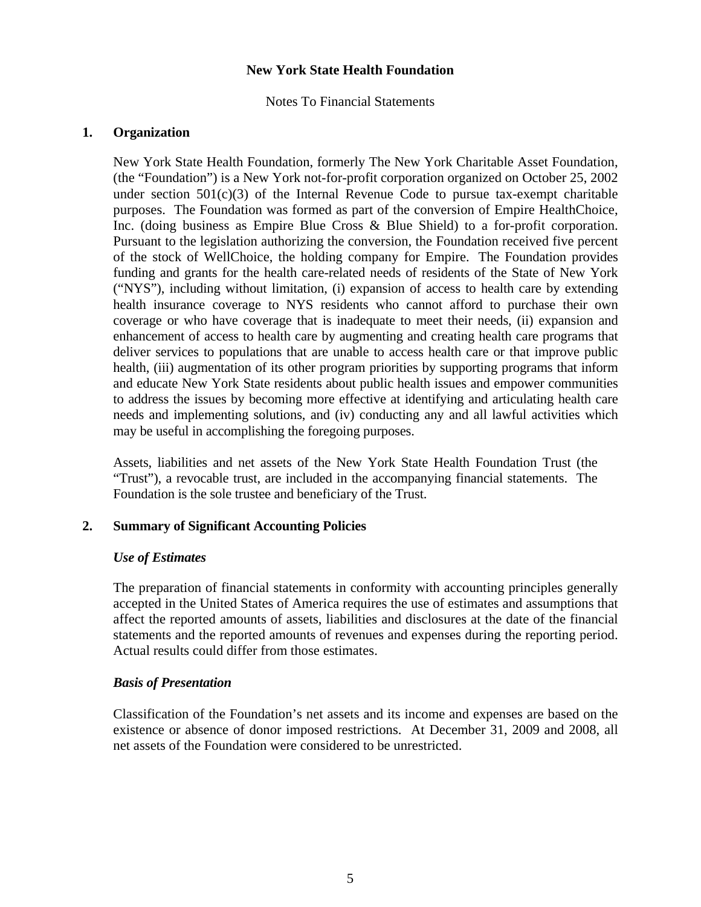**New York State Health Foundation**

Notes To Financial Statements

## 1. Organization

New York State Health Foundation, formerly The New York Charitable Asset Foundation, (the "Foundation") is a New York not-for-profit corporation organized on October 25, 2002 under section 501(c)(3) of the Internal Revenue Code to pursue tax-exempt charitable purposes. The Foundation was formed as part of the conversion of Empire HealthChoice, Inc. (doing business as Empire Blue Cross & Blue Shield) to a for-profit corporation. Pursuant to the legislation authorizing the conversion, the Foundation received five percent of the stock of WellChoice, the holding company for Empire. The Foundation provides funding and grants for the health care-related needs of residents of the State of New York ("NYS"), including without limitation, (i) expansion of access to health care by extending health insurance coverage to NYS residents who cannot afford to purchase their own coverage or who have coverage that is inadequate to meet their needs, (ii) expansion and enhancement of access to health care by augmenting and creating health care programs that deliver services to populations that are unable to access health care or that improve public health, (iii) augmentation of its other program priorities by supporting programs that inform and educate New York State residents about public health issues and empower communities to address the issues by becoming more effective at identifying and articulating health care needs and implementing solutions, and (iv) conducting any and all lawful activities which may be useful in accomplishing the foregoing purposes.

Assets, liabilities and net assets of the New York State Health Foundation Trust (the "Trust"), a revocable trust, are included in the accompanying financial statements. The Foundation is the sole trustee and beneficiary of the Trust.

## 2. Summary of Significant Accounting Policies

***Use of Estimates***

The preparation of financial statements in conformity with accounting principles generally accepted in the United States of America requires the use of estimates and assumptions that affect the reported amounts of assets, liabilities and disclosures at the date of the financial statements and the reported amounts of revenues and expenses during the reporting period. Actual results could differ from those estimates.

***Basis of Presentation***

Classification of the Foundation's net assets and its income and expenses are based on the existence or absence of donor imposed restrictions. At December 31, 2009 and 2008, all net assets of the Foundation were considered to be unrestricted.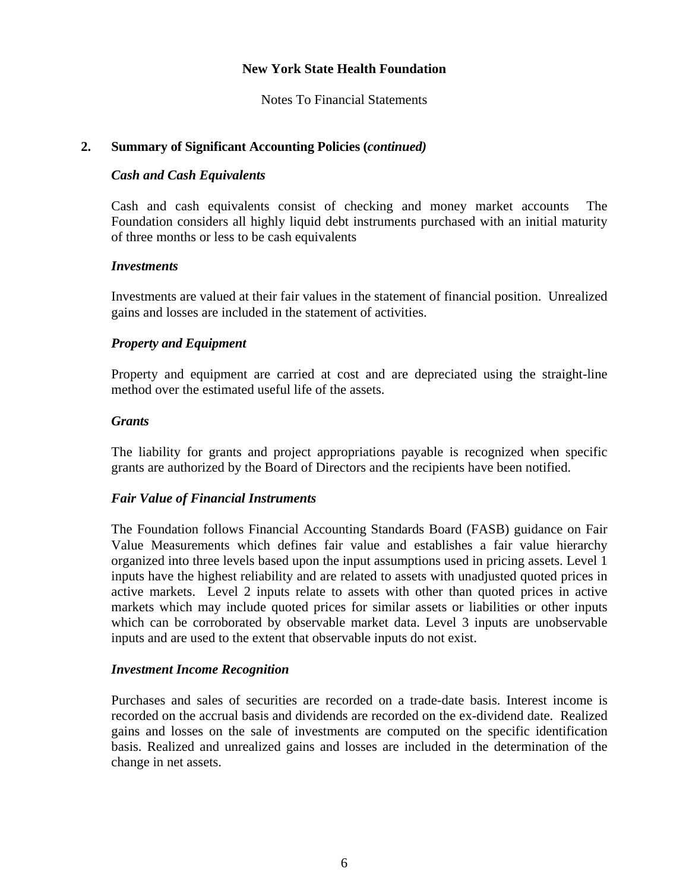**New York State Health Foundation**

Notes To Financial Statements

## 2. Summary of Significant Accounting Policies (*continued)*

### *Cash and Cash Equivalents*

Cash and cash equivalents consist of checking and money market accounts The Foundation considers all highly liquid debt instruments purchased with an initial maturity of three months or less to be cash equivalents

### *Investments*

Investments are valued at their fair values in the statement of financial position. Unrealized gains and losses are included in the statement of activities.

### *Property and Equipment*

Property and equipment are carried at cost and are depreciated using the straight-line method over the estimated useful life of the assets.

### *Grants*

The liability for grants and project appropriations payable is recognized when specific grants are authorized by the Board of Directors and the recipients have been notified.

### *Fair Value of Financial Instruments*

The Foundation follows Financial Accounting Standards Board (FASB) guidance on Fair Value Measurements which defines fair value and establishes a fair value hierarchy organized into three levels based upon the input assumptions used in pricing assets. Level 1 inputs have the highest reliability and are related to assets with unadjusted quoted prices in active markets. Level 2 inputs relate to assets with other than quoted prices in active markets which may include quoted prices for similar assets or liabilities or other inputs which can be corroborated by observable market data. Level 3 inputs are unobservable inputs and are used to the extent that observable inputs do not exist.

### *Investment Income Recognition*

Purchases and sales of securities are recorded on a trade-date basis. Interest income is recorded on the accrual basis and dividends are recorded on the ex-dividend date. Realized gains and losses on the sale of investments are computed on the specific identification basis. Realized and unrealized gains and losses are included in the determination of the change in net assets.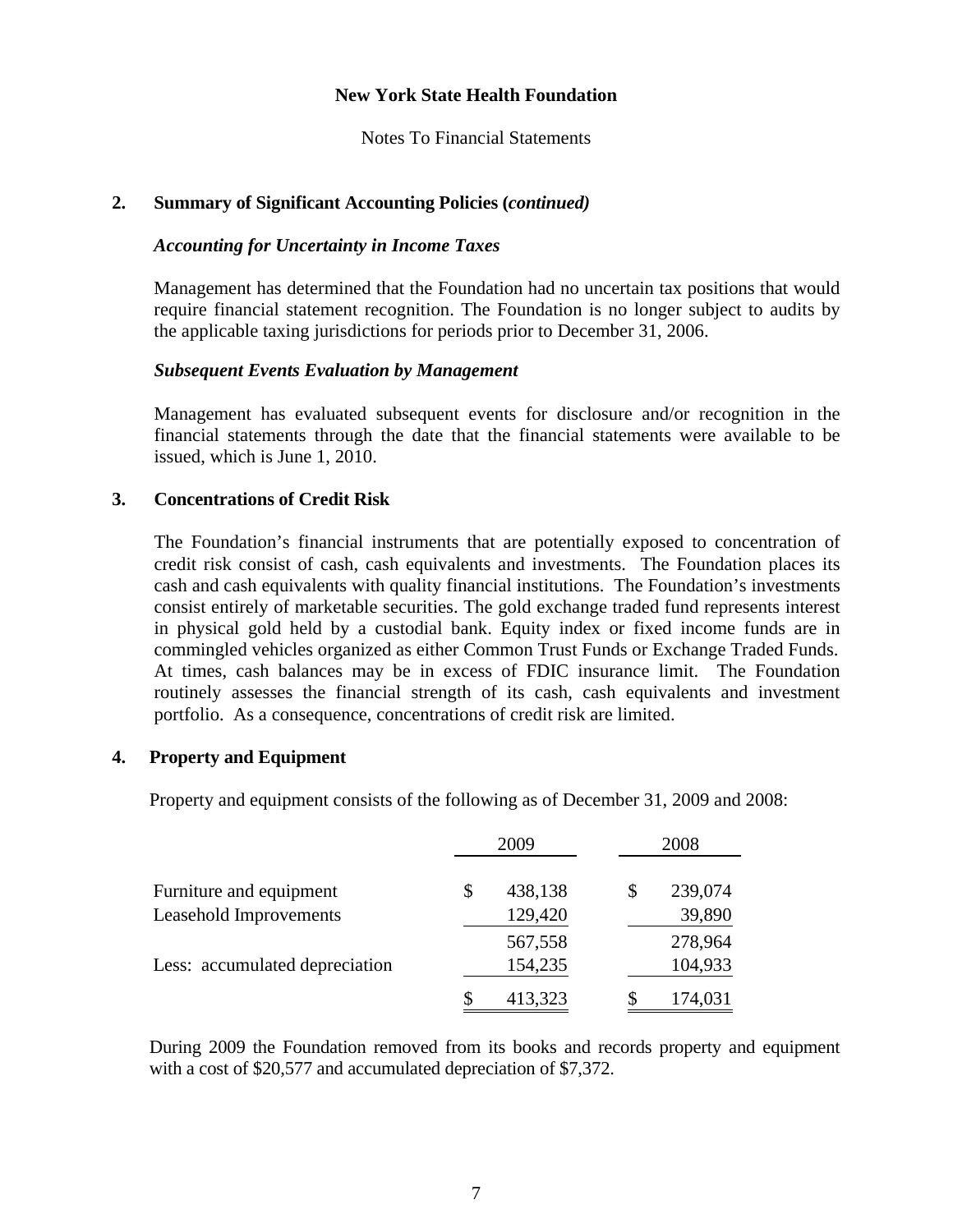**New York State Health Foundation**

Notes To Financial Statements

## 2. Summary of Significant Accounting Policies (*continued)*

### *Accounting for Uncertainty in Income Taxes*

Management has determined that the Foundation had no uncertain tax positions that would require financial statement recognition. The Foundation is no longer subject to audits by the applicable taxing jurisdictions for periods prior to December 31, 2006.

### *Subsequent Events Evaluation by Management*

Management has evaluated subsequent events for disclosure and/or recognition in the financial statements through the date that the financial statements were available to be issued, which is June 1, 2010.

## 3. Concentrations of Credit Risk

The Foundation's financial instruments that are potentially exposed to concentration of credit risk consist of cash, cash equivalents and investments. The Foundation places its cash and cash equivalents with quality financial institutions. The Foundation's investments consist entirely of marketable securities. The gold exchange traded fund represents interest in physical gold held by a custodial bank. Equity index or fixed income funds are in commingled vehicles organized as either Common Trust Funds or Exchange Traded Funds. At times, cash balances may be in excess of FDIC insurance limit. The Foundation routinely assesses the financial strength of its cash, cash equivalents and investment portfolio. As a consequence, concentrations of credit risk are limited.

## 4. Property and Equipment

Property and equipment consists of the following as of December 31, 2009 and 2008:

| | 2009 | 2008 |
|---|---|---|
| Furniture and equipment | $ 438,138 | $ 239,074 |
| Leasehold Improvements | 129,420 | 39,890 |
| | 567,558 | 278,964 |
| Less: accumulated depreciation | 154,235 | 104,933 |
| | $ 413,323 | $ 174,031 |

During 2009 the Foundation removed from its books and records property and equipment with a cost of $20,577 and accumulated depreciation of $7,372.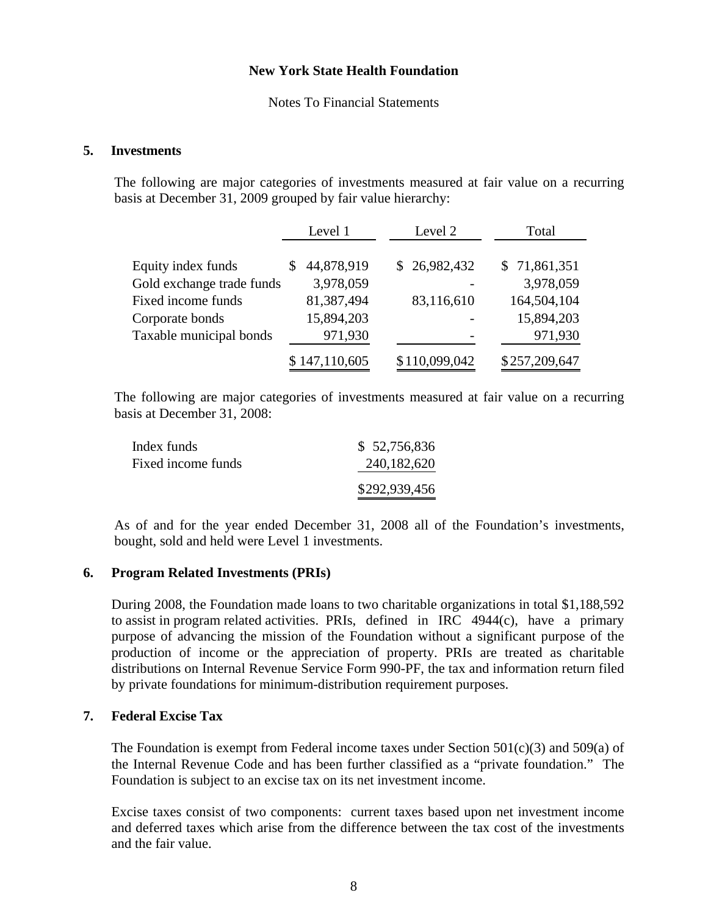# New York State Health Foundation

Notes To Financial Statements

## 5. Investments

The following are major categories of investments measured at fair value on a recurring basis at December 31, 2009 grouped by fair value hierarchy:

| | Level 1 | Level 2 | Total |
|---|---|---|---|
| Equity index funds | $ 44,878,919 | $ 26,982,432 | $ 71,861,351 |
| Gold exchange trade funds | 3,978,059 | - | 3,978,059 |
| Fixed income funds | 81,387,494 | 83,116,610 | 164,504,104 |
| Corporate bonds | 15,894,203 | - | 15,894,203 |
| Taxable municipal bonds | 971,930 | - | 971,930 |
| | $ 147,110,605 | $ 110,099,042 | $ 257,209,647 |

The following are major categories of investments measured at fair value on a recurring basis at December 31, 2008:

| | |
|---|---|
| Index funds | $ 52,756,836 |
| Fixed income funds | 240,182,620 |
| | $292,939,456 |

As of and for the year ended December 31, 2008 all of the Foundation's investments, bought, sold and held were Level 1 investments.

## 6. Program Related Investments (PRIs)

During 2008, the Foundation made loans to two charitable organizations in total $1,188,592 to assist in program related activities. PRIs, defined in IRC 4944(c), have a primary purpose of advancing the mission of the Foundation without a significant purpose of the production of income or the appreciation of property. PRIs are treated as charitable distributions on Internal Revenue Service Form 990-PF, the tax and information return filed by private foundations for minimum-distribution requirement purposes.

## 7. Federal Excise Tax

The Foundation is exempt from Federal income taxes under Section 501(c)(3) and 509(a) of the Internal Revenue Code and has been further classified as a "private foundation." The Foundation is subject to an excise tax on its net investment income.

Excise taxes consist of two components: current taxes based upon net investment income and deferred taxes which arise from the difference between the tax cost of the investments and the fair value.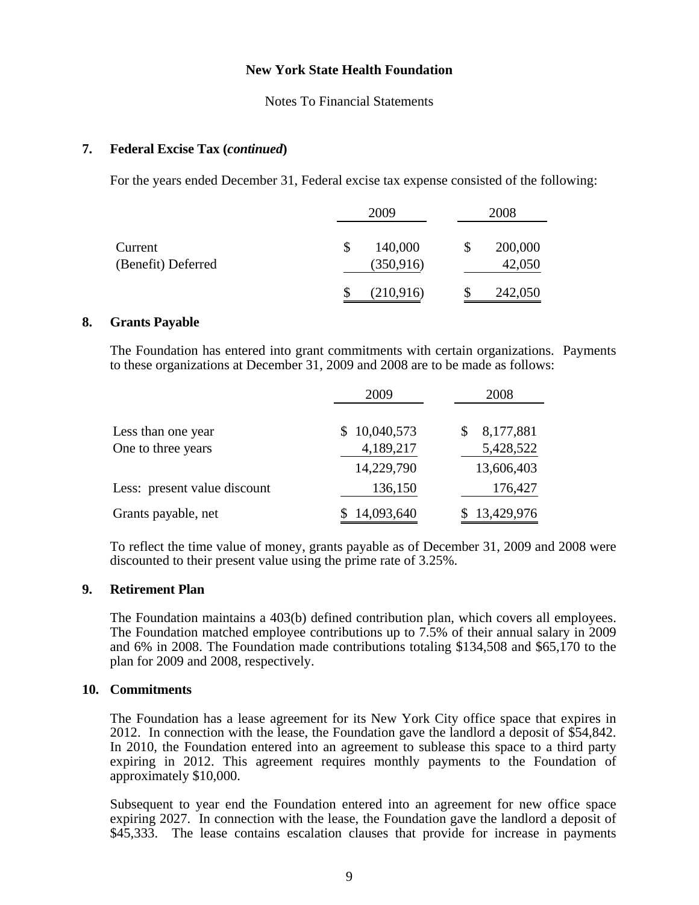# New York State Health Foundation

Notes To Financial Statements

## 7. Federal Excise Tax (*continued*)

For the years ended December 31, Federal excise tax expense consisted of the following:

| | 2009 | 2008 |
|---|---|---|
| Current | $ 140,000 | $ 200,000 |
| (Benefit) Deferred | (350,916) | 42,050 |
| | $ (210,916) | $ 242,050 |

## 8. Grants Payable

The Foundation has entered into grant commitments with certain organizations. Payments to these organizations at December 31, 2009 and 2008 are to be made as follows:

| | 2009 | 2008 |
|---|---|---|
| Less than one year | $ 10,040,573 | $ 8,177,881 |
| One to three years | 4,189,217 | 5,428,522 |
| | 14,229,790 | 13,606,403 |
| Less: present value discount | 136,150 | 176,427 |
| Grants payable, net | $ 14,093,640 | $ 13,429,976 |

To reflect the time value of money, grants payable as of December 31, 2009 and 2008 were discounted to their present value using the prime rate of 3.25%.

## 9. Retirement Plan

The Foundation maintains a 403(b) defined contribution plan, which covers all employees. The Foundation matched employee contributions up to 7.5% of their annual salary in 2009 and 6% in 2008. The Foundation made contributions totaling $134,508 and $65,170 to the plan for 2009 and 2008, respectively.

## 10. Commitments

The Foundation has a lease agreement for its New York City office space that expires in 2012. In connection with the lease, the Foundation gave the landlord a deposit of $54,842. In 2010, the Foundation entered into an agreement to sublease this space to a third party expiring in 2012. This agreement requires monthly payments to the Foundation of approximately $10,000.

Subsequent to year end the Foundation entered into an agreement for new office space expiring 2027. In connection with the lease, the Foundation gave the landlord a deposit of $45,333. The lease contains escalation clauses that provide for increase in payments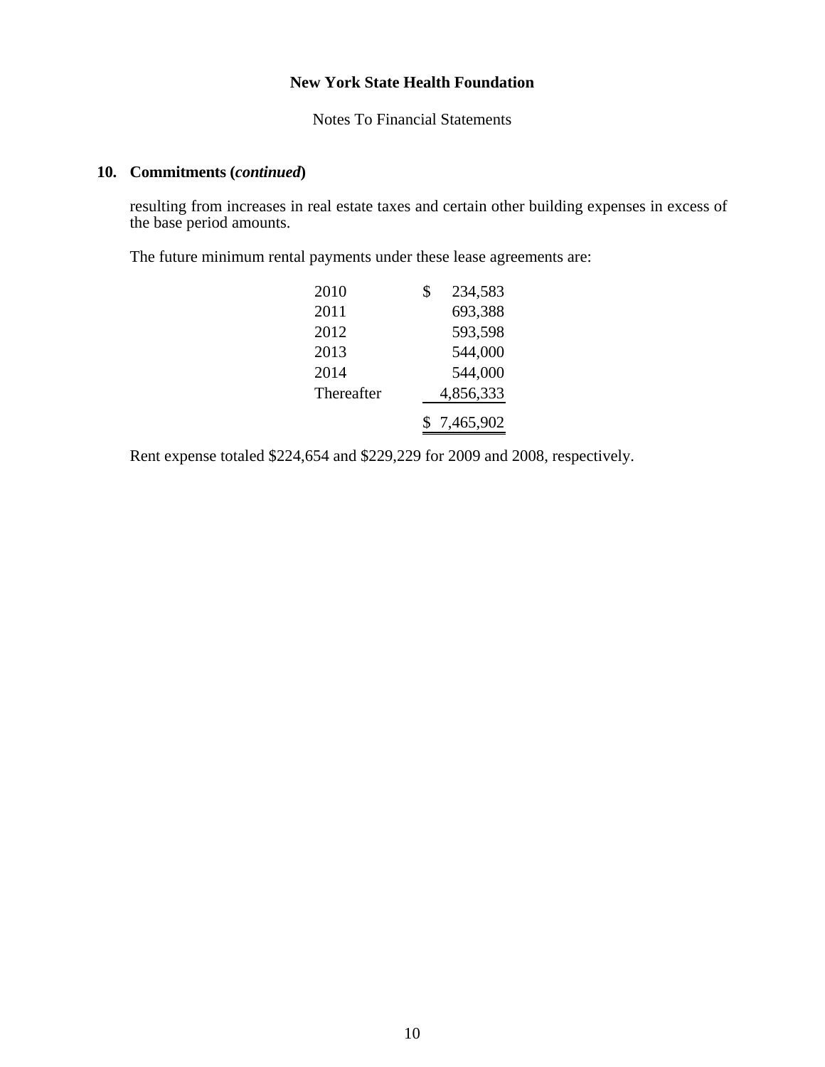## 10. Commitments (*continued*)

resulting from increases in real estate taxes and certain other building expenses in excess of the base period amounts.

The future minimum rental payments under these lease agreements are:

| | |
|---|---|
| 2010 | $ 234,583 |
| 2011 | 693,388 |
| 2012 | 593,598 |
| 2013 | 544,000 |
| 2014 | 544,000 |
| Thereafter | 4,856,333 |
| | $ 7,465,902 |

Rent expense totaled $224,654 and $229,229 for 2009 and 2008, respectively.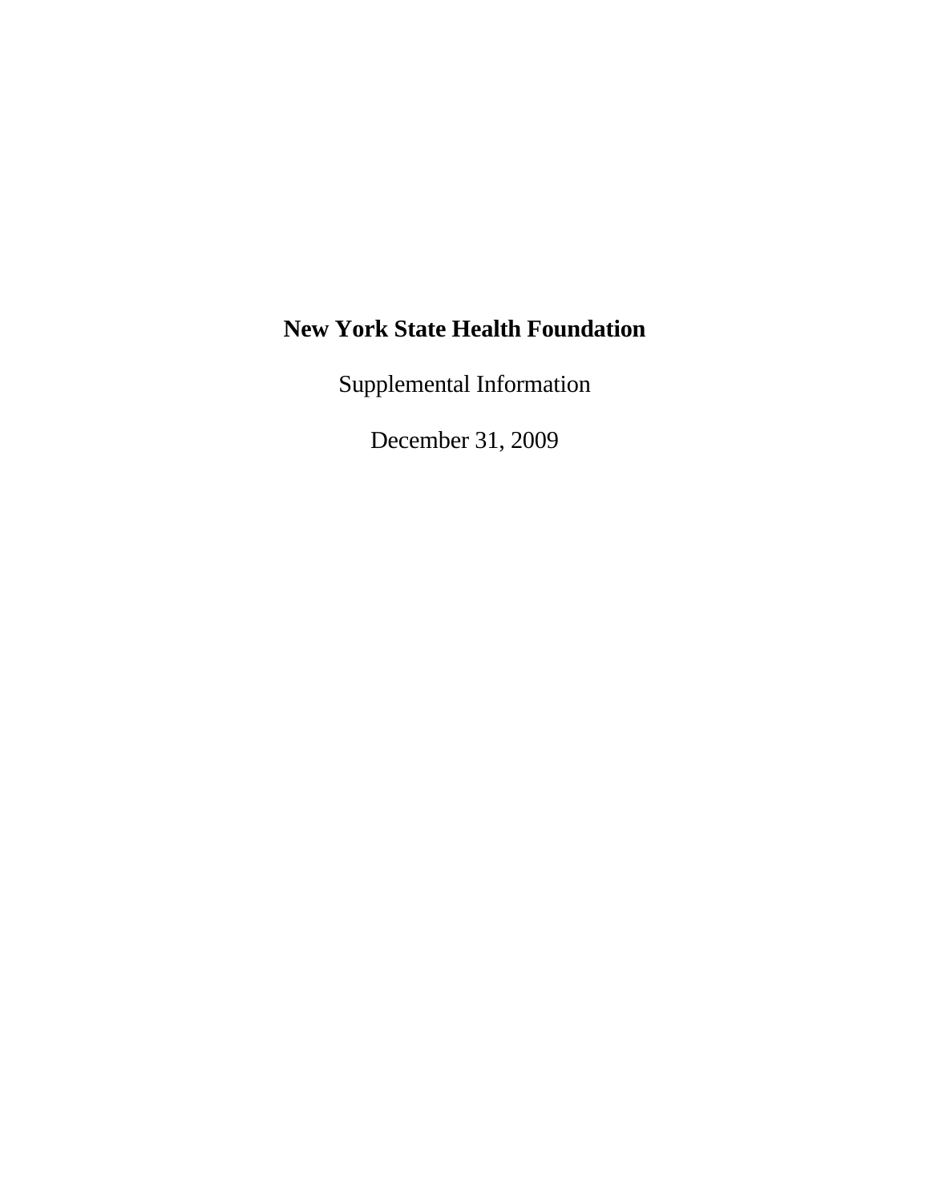# New York State Health Foundation

Supplemental Information

December 31, 2009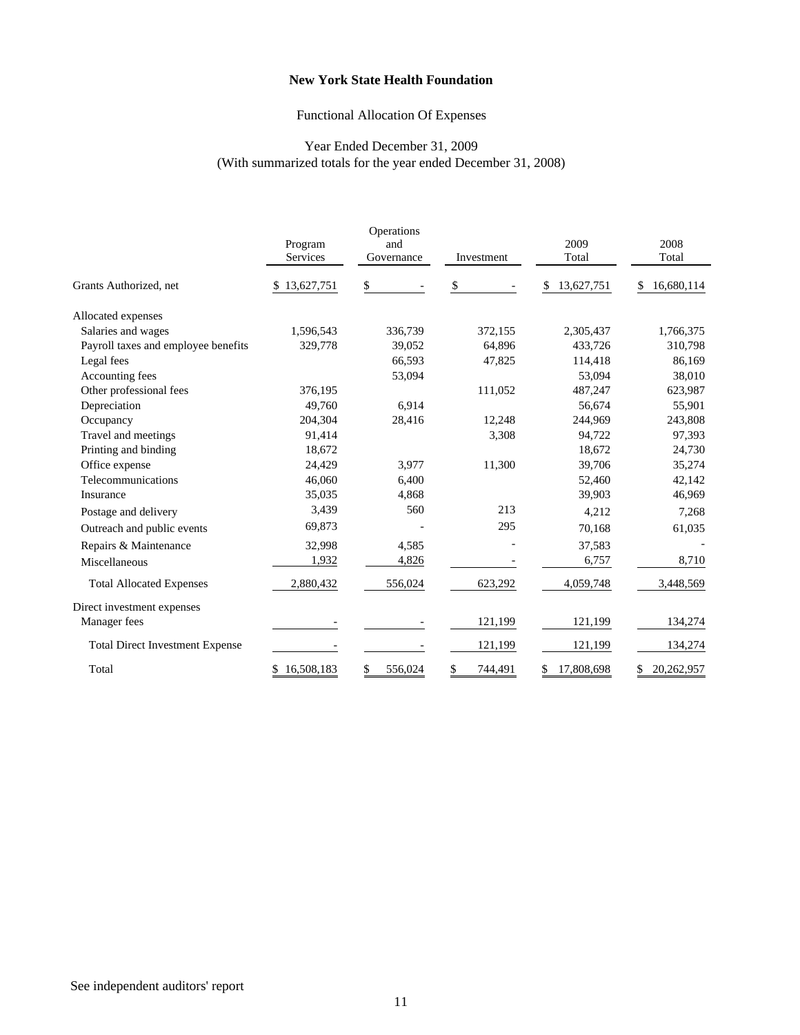**New York State Health Foundation**

Functional Allocation Of Expenses

Year Ended December 31, 2009
(With summarized totals for the year ended December 31, 2008)

| | Program Services | Operations and Governance | Investment | 2009 Total | 2008 Total |
|---|---|---|---|---|---|
| Grants Authorized, net | $ 13,627,751 | $ - | $ - | $ 13,627,751 | $ 16,680,114 |
| Allocated expenses | | | | | |
| Salaries and wages | 1,596,543 | 336,739 | 372,155 | 2,305,437 | 1,766,375 |
| Payroll taxes and employee benefits | 329,778 | 39,052 | 64,896 | 433,726 | 310,798 |
| Legal fees | | 66,593 | 47,825 | 114,418 | 86,169 |
| Accounting fees | | 53,094 | | 53,094 | 38,010 |
| Other professional fees | 376,195 | | 111,052 | 487,247 | 623,987 |
| Depreciation | 49,760 | 6,914 | | 56,674 | 55,901 |
| Occupancy | 204,304 | 28,416 | 12,248 | 244,969 | 243,808 |
| Travel and meetings | 91,414 | | 3,308 | 94,722 | 97,393 |
| Printing and binding | 18,672 | | | 18,672 | 24,730 |
| Office expense | 24,429 | 3,977 | 11,300 | 39,706 | 35,274 |
| Telecommunications | 46,060 | 6,400 | | 52,460 | 42,142 |
| Insurance | 35,035 | 4,868 | | 39,903 | 46,969 |
| Postage and delivery | 3,439 | 560 | 213 | 4,212 | 7,268 |
| Outreach and public events | 69,873 | - | 295 | 70,168 | 61,035 |
| Repairs & Maintenance | 32,998 | 4,585 | - | 37,583 | - |
| Miscellaneous | 1,932 | 4,826 | - | 6,757 | 8,710 |
| Total Allocated Expenses | 2,880,432 | 556,024 | 623,292 | 4,059,748 | 3,448,569 |
| Direct investment expenses | | | | | |
| Manager fees | - | - | 121,199 | 121,199 | 134,274 |
| Total Direct Investment Expense | - | - | 121,199 | 121,199 | 134,274 |
| Total | $ 16,508,183 | $ 556,024 | $ 744,491 | $ 17,808,698 | $ 20,262,957 |

See independent auditors' report